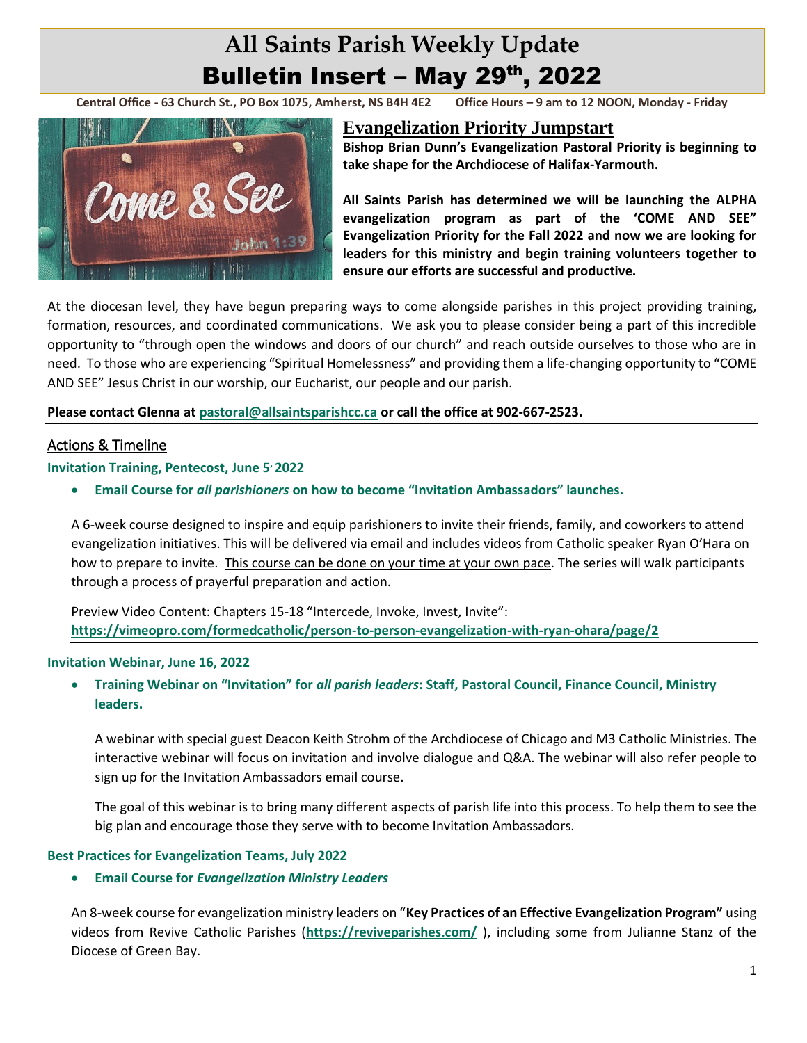# All Saints Parish Weekly Update
# Bulletin Insert – May 29th, 2022

**Central Office - 63 Church St., PO Box 1075, Amherst, NS B4H 4E2    Office Hours – 9 am to 12 NOON, Monday - Friday**

## Evangelization Priority Jumpstart

**Bishop Brian Dunn's Evangelization Pastoral Priority is beginning to take shape for the Archdiocese of Halifax-Yarmouth.**

**All Saints Parish has determined we will be launching the ALPHA evangelization program as part of the 'COME AND SEE" Evangelization Priority for the Fall 2022 and now we are looking for leaders for this ministry and begin training volunteers together to ensure our efforts are successful and productive.**

At the diocesan level, they have begun preparing ways to come alongside parishes in this project providing training, formation, resources, and coordinated communications. We ask you to please consider being a part of this incredible opportunity to "through open the windows and doors of our church" and reach outside ourselves to those who are in need. To those who are experiencing "Spiritual Homelessness" and providing them a life-changing opportunity to "COME AND SEE" Jesus Christ in our worship, our Eucharist, our people and our parish.

**Please contact Glenna at pastoral@allsaintsparishcc.ca or call the office at 902-667-2523.**

## Actions & Timeline

### Invitation Training, Pentecost, June 5, 2022

- **Email Course for *all parishioners* on how to become "Invitation Ambassadors" launches.**

A 6-week course designed to inspire and equip parishioners to invite their friends, family, and coworkers to attend evangelization initiatives. This will be delivered via email and includes videos from Catholic speaker Ryan O'Hara on how to prepare to invite. This course can be done on your time at your own pace. The series will walk participants through a process of prayerful preparation and action.

Preview Video Content: Chapters 15-18 "Intercede, Invoke, Invest, Invite":
**https://vimeopro.com/formedcatholic/person-to-person-evangelization-with-ryan-ohara/page/2**

### Invitation Webinar, June 16, 2022

- **Training Webinar on "Invitation" for *all parish leaders*: Staff, Pastoral Council, Finance Council, Ministry leaders.**

A webinar with special guest Deacon Keith Strohm of the Archdiocese of Chicago and M3 Catholic Ministries. The interactive webinar will focus on invitation and involve dialogue and Q&A. The webinar will also refer people to sign up for the Invitation Ambassadors email course.

The goal of this webinar is to bring many different aspects of parish life into this process. To help them to see the big plan and encourage those they serve with to become Invitation Ambassadors.

### Best Practices for Evangelization Teams, July 2022

- **Email Course for *Evangelization Ministry Leaders***

An 8-week course for evangelization ministry leaders on "**Key Practices of an Effective Evangelization Program"** using videos from Revive Catholic Parishes (**https://reviveparishes.com/** ), including some from Julianne Stanz of the Diocese of Green Bay.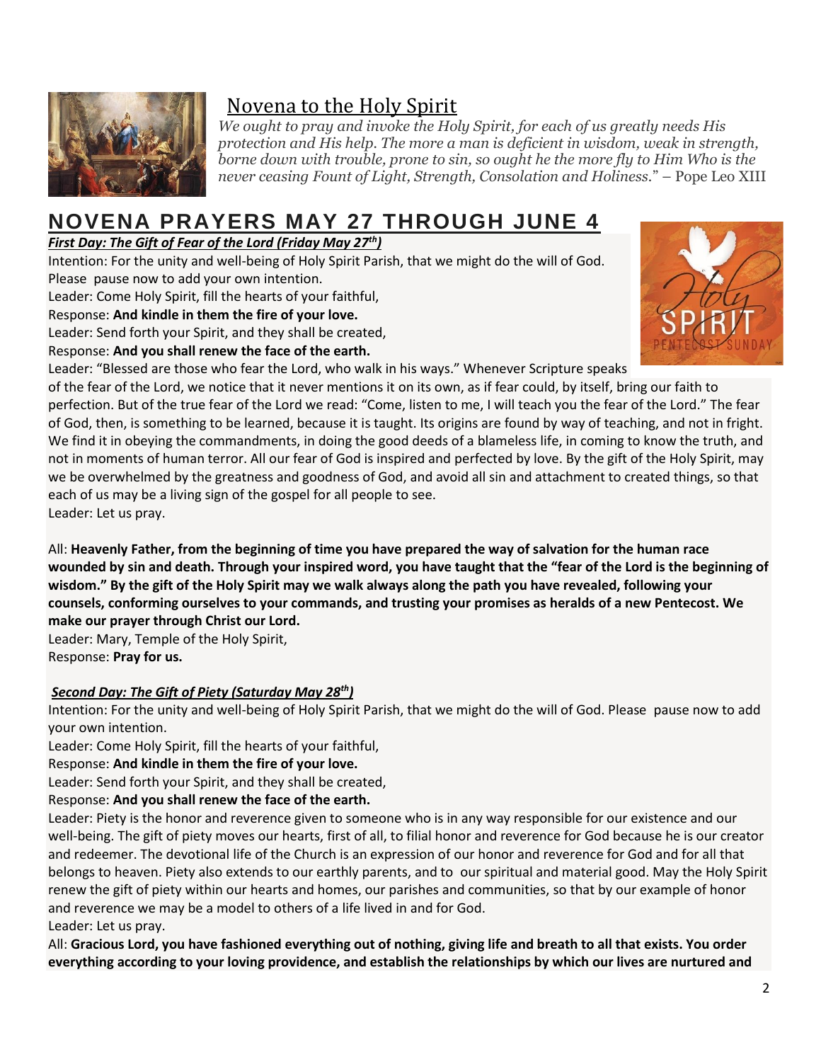## Novena to the Holy Spirit

*We ought to pray and invoke the Holy Spirit, for each of us greatly needs His protection and His help. The more a man is deficient in wisdom, weak in strength, borne down with trouble, prone to sin, so ought he the more fly to Him Who is the never ceasing Fount of Light, Strength, Consolation and Holiness.*" – Pope Leo XIII

# NOVENA PRAYERS MAY 27 THROUGH JUNE 4

***First Day: The Gift of Fear of the Lord (Friday May 27th)***

Intention: For the unity and well-being of Holy Spirit Parish, that we might do the will of God. Please pause now to add your own intention.

Leader: Come Holy Spirit, fill the hearts of your faithful,

Response: **And kindle in them the fire of your love.**

Leader: Send forth your Spirit, and they shall be created,

Response: **And you shall renew the face of the earth.**

Leader: "Blessed are those who fear the Lord, who walk in his ways." Whenever Scripture speaks of the fear of the Lord, we notice that it never mentions it on its own, as if fear could, by itself, bring our faith to perfection. But of the true fear of the Lord we read: "Come, listen to me, I will teach you the fear of the Lord." The fear of God, then, is something to be learned, because it is taught. Its origins are found by way of teaching, and not in fright. We find it in obeying the commandments, in doing the good deeds of a blameless life, in coming to know the truth, and not in moments of human terror. All our fear of God is inspired and perfected by love. By the gift of the Holy Spirit, may we be overwhelmed by the greatness and goodness of God, and avoid all sin and attachment to created things, so that each of us may be a living sign of the gospel for all people to see.

Leader: Let us pray.

All: **Heavenly Father, from the beginning of time you have prepared the way of salvation for the human race wounded by sin and death. Through your inspired word, you have taught that the "fear of the Lord is the beginning of wisdom." By the gift of the Holy Spirit may we walk always along the path you have revealed, following your counsels, conforming ourselves to your commands, and trusting your promises as heralds of a new Pentecost. We make our prayer through Christ our Lord.**

Leader: Mary, Temple of the Holy Spirit,

Response: **Pray for us.**

***Second Day: The Gift of Piety (Saturday May 28th)***

Intention: For the unity and well-being of Holy Spirit Parish, that we might do the will of God. Please pause now to add your own intention.

Leader: Come Holy Spirit, fill the hearts of your faithful,

Response: **And kindle in them the fire of your love.**

Leader: Send forth your Spirit, and they shall be created,

Response: **And you shall renew the face of the earth.**

Leader: Piety is the honor and reverence given to someone who is in any way responsible for our existence and our well-being. The gift of piety moves our hearts, first of all, to filial honor and reverence for God because he is our creator and redeemer. The devotional life of the Church is an expression of our honor and reverence for God and for all that belongs to heaven. Piety also extends to our earthly parents, and to our spiritual and material good. May the Holy Spirit renew the gift of piety within our hearts and homes, our parishes and communities, so that by our example of honor and reverence we may be a model to others of a life lived in and for God.

Leader: Let us pray.

All: **Gracious Lord, you have fashioned everything out of nothing, giving life and breath to all that exists. You order everything according to your loving providence, and establish the relationships by which our lives are nurtured and**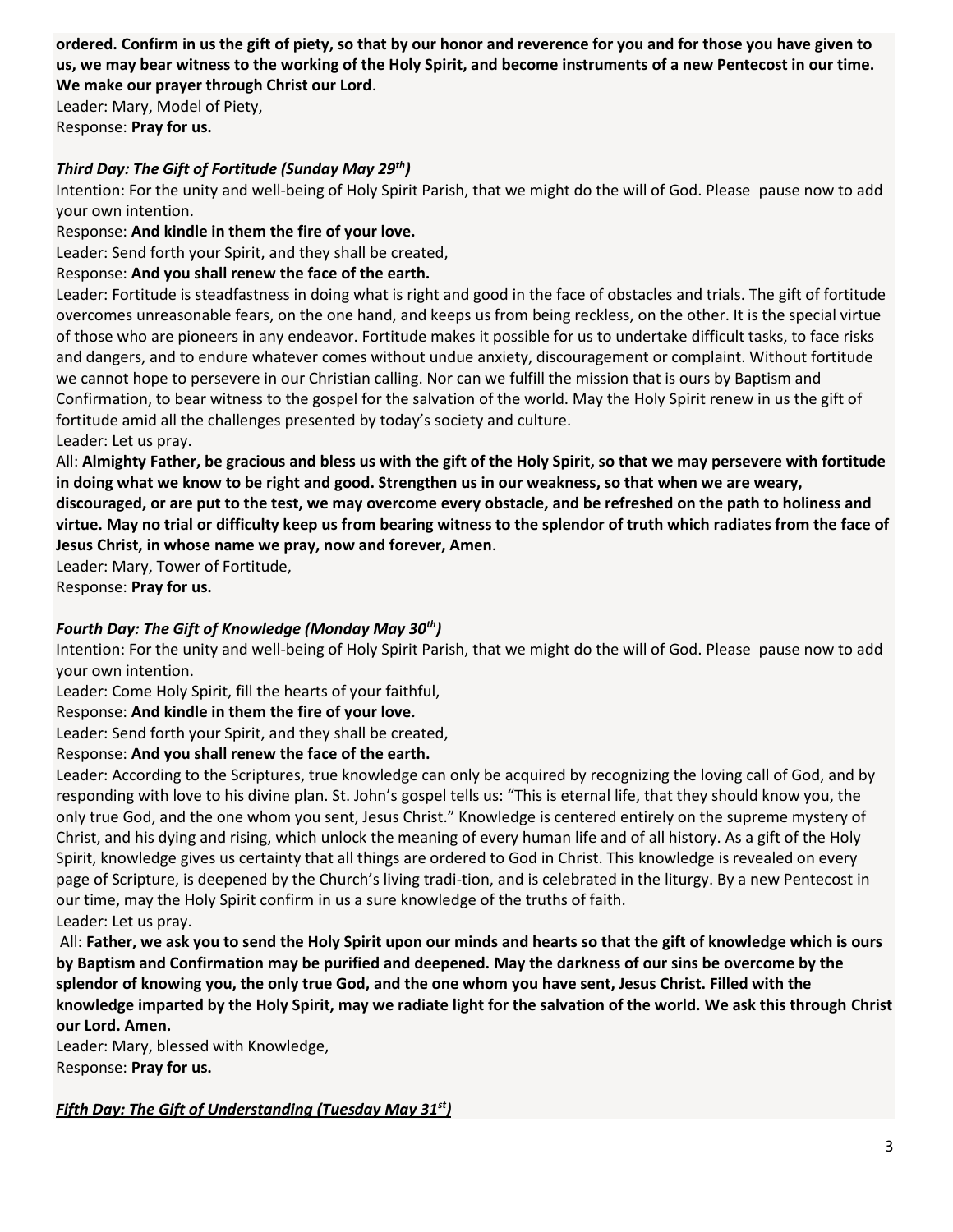**ordered. Confirm in us the gift of piety, so that by our honor and reverence for you and for those you have given to us, we may bear witness to the working of the Holy Spirit, and become instruments of a new Pentecost in our time. We make our prayer through Christ our Lord**.

Leader: Mary, Model of Piety,

Response: **Pray for us.**

***Third Day: The Gift of Fortitude (Sunday May 29th)***

Intention: For the unity and well-being of Holy Spirit Parish, that we might do the will of God. Please pause now to add your own intention.

Response: **And kindle in them the fire of your love.**

Leader: Send forth your Spirit, and they shall be created,

Response: **And you shall renew the face of the earth.**

Leader: Fortitude is steadfastness in doing what is right and good in the face of obstacles and trials. The gift of fortitude overcomes unreasonable fears, on the one hand, and keeps us from being reckless, on the other. It is the special virtue of those who are pioneers in any endeavor. Fortitude makes it possible for us to undertake difficult tasks, to face risks and dangers, and to endure whatever comes without undue anxiety, discouragement or complaint. Without fortitude we cannot hope to persevere in our Christian calling. Nor can we fulfill the mission that is ours by Baptism and Confirmation, to bear witness to the gospel for the salvation of the world. May the Holy Spirit renew in us the gift of fortitude amid all the challenges presented by today's society and culture.

Leader: Let us pray.

All: **Almighty Father, be gracious and bless us with the gift of the Holy Spirit, so that we may persevere with fortitude in doing what we know to be right and good. Strengthen us in our weakness, so that when we are weary, discouraged, or are put to the test, we may overcome every obstacle, and be refreshed on the path to holiness and virtue. May no trial or difficulty keep us from bearing witness to the splendor of truth which radiates from the face of Jesus Christ, in whose name we pray, now and forever, Amen**.

Leader: Mary, Tower of Fortitude,

Response: **Pray for us.**

***Fourth Day: The Gift of Knowledge (Monday May 30th)***

Intention: For the unity and well-being of Holy Spirit Parish, that we might do the will of God. Please pause now to add your own intention.

Leader: Come Holy Spirit, fill the hearts of your faithful,

Response: **And kindle in them the fire of your love.**

Leader: Send forth your Spirit, and they shall be created,

Response: **And you shall renew the face of the earth.**

Leader: According to the Scriptures, true knowledge can only be acquired by recognizing the loving call of God, and by responding with love to his divine plan. St. John's gospel tells us: "This is eternal life, that they should know you, the only true God, and the one whom you sent, Jesus Christ." Knowledge is centered entirely on the supreme mystery of Christ, and his dying and rising, which unlock the meaning of every human life and of all history. As a gift of the Holy Spirit, knowledge gives us certainty that all things are ordered to God in Christ. This knowledge is revealed on every page of Scripture, is deepened by the Church's living tradi-tion, and is celebrated in the liturgy. By a new Pentecost in our time, may the Holy Spirit confirm in us a sure knowledge of the truths of faith.

Leader: Let us pray.

All: **Father, we ask you to send the Holy Spirit upon our minds and hearts so that the gift of knowledge which is ours by Baptism and Confirmation may be purified and deepened. May the darkness of our sins be overcome by the splendor of knowing you, the only true God, and the one whom you have sent, Jesus Christ. Filled with the knowledge imparted by the Holy Spirit, may we radiate light for the salvation of the world. We ask this through Christ our Lord. Amen.**

Leader: Mary, blessed with Knowledge,

Response: **Pray for us.**

***Fifth Day: The Gift of Understanding (Tuesday May 31st)***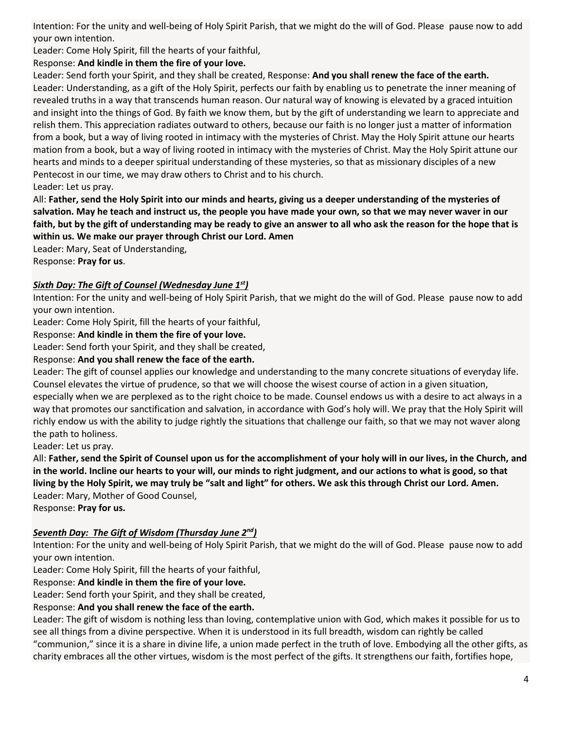Intention: For the unity and well-being of Holy Spirit Parish, that we might do the will of God. Please pause now to add your own intention.

Leader: Come Holy Spirit, fill the hearts of your faithful,

Response: **And kindle in them the fire of your love.**

Leader: Send forth your Spirit, and they shall be created, Response: **And you shall renew the face of the earth.**

Leader: Understanding, as a gift of the Holy Spirit, perfects our faith by enabling us to penetrate the inner meaning of revealed truths in a way that transcends human reason. Our natural way of knowing is elevated by a graced intuition and insight into the things of God. By faith we know them, but by the gift of understanding we learn to appreciate and relish them. This appreciation radiates outward to others, because our faith is no longer just a matter of information from a book, but a way of living rooted in intimacy with the mysteries of Christ. May the Holy Spirit attune our hearts mation from a book, but a way of living rooted in intimacy with the mysteries of Christ. May the Holy Spirit attune our hearts and minds to a deeper spiritual understanding of these mysteries, so that as missionary disciples of a new Pentecost in our time, we may draw others to Christ and to his church.

Leader: Let us pray.

All: **Father, send the Holy Spirit into our minds and hearts, giving us a deeper understanding of the mysteries of salvation. May he teach and instruct us, the people you have made your own, so that we may never waver in our faith, but by the gift of understanding may be ready to give an answer to all who ask the reason for the hope that is within us. We make our prayer through Christ our Lord. Amen**

Leader: Mary, Seat of Understanding,

Response: **Pray for us**.

### ***Sixth Day: The Gift of Counsel (Wednesday June 1st)***

Intention: For the unity and well-being of Holy Spirit Parish, that we might do the will of God. Please pause now to add your own intention.

Leader: Come Holy Spirit, fill the hearts of your faithful,

Response: **And kindle in them the fire of your love.**

Leader: Send forth your Spirit, and they shall be created,

Response: **And you shall renew the face of the earth.**

Leader: The gift of counsel applies our knowledge and understanding to the many concrete situations of everyday life. Counsel elevates the virtue of prudence, so that we will choose the wisest course of action in a given situation, especially when we are perplexed as to the right choice to be made. Counsel endows us with a desire to act always in a way that promotes our sanctification and salvation, in accordance with God's holy will. We pray that the Holy Spirit will richly endow us with the ability to judge rightly the situations that challenge our faith, so that we may not waver along the path to holiness.

Leader: Let us pray.

All: **Father, send the Spirit of Counsel upon us for the accomplishment of your holy will in our lives, in the Church, and in the world. Incline our hearts to your will, our minds to right judgment, and our actions to what is good, so that living by the Holy Spirit, we may truly be "salt and light" for others. We ask this through Christ our Lord. Amen.**

Leader: Mary, Mother of Good Counsel,

Response: **Pray for us.**

### ***Seventh Day: The Gift of Wisdom (Thursday June 2nd)***

Intention: For the unity and well-being of Holy Spirit Parish, that we might do the will of God. Please pause now to add your own intention.

Leader: Come Holy Spirit, fill the hearts of your faithful,

Response: **And kindle in them the fire of your love.**

Leader: Send forth your Spirit, and they shall be created,

Response: **And you shall renew the face of the earth.**

Leader: The gift of wisdom is nothing less than loving, contemplative union with God, which makes it possible for us to see all things from a divine perspective. When it is understood in its full breadth, wisdom can rightly be called "communion," since it is a share in divine life, a union made perfect in the truth of love. Embodying all the other gifts, as charity embraces all the other virtues, wisdom is the most perfect of the gifts. It strengthens our faith, fortifies hope,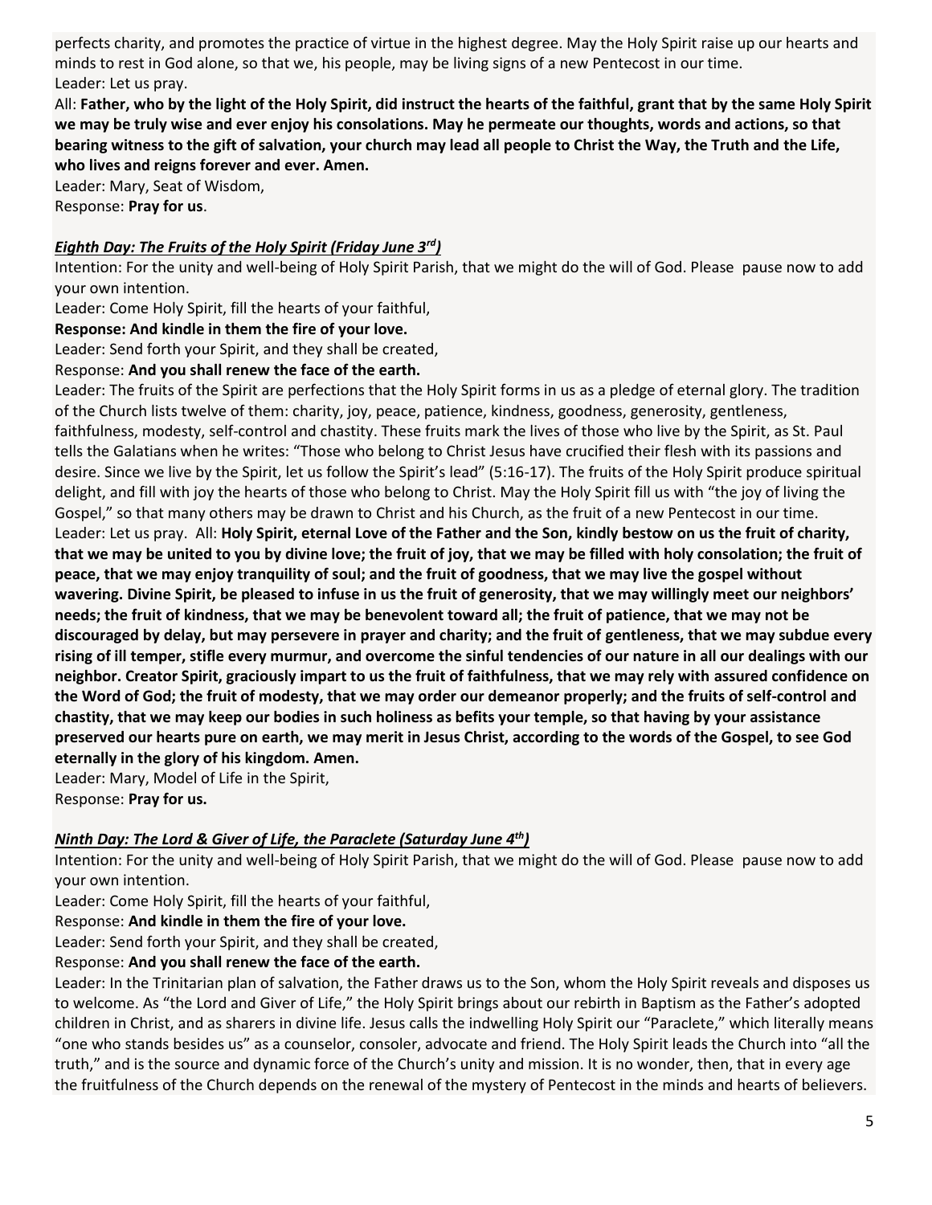perfects charity, and promotes the practice of virtue in the highest degree. May the Holy Spirit raise up our hearts and minds to rest in God alone, so that we, his people, may be living signs of a new Pentecost in our time.

Leader: Let us pray.

All: **Father, who by the light of the Holy Spirit, did instruct the hearts of the faithful, grant that by the same Holy Spirit we may be truly wise and ever enjoy his consolations. May he permeate our thoughts, words and actions, so that bearing witness to the gift of salvation, your church may lead all people to Christ the Way, the Truth and the Life, who lives and reigns forever and ever. Amen.**

Leader: Mary, Seat of Wisdom,

Response: **Pray for us**.

***Eighth Day: The Fruits of the Holy Spirit (Friday June 3rd)***

Intention: For the unity and well-being of Holy Spirit Parish, that we might do the will of God. Please pause now to add your own intention.

Leader: Come Holy Spirit, fill the hearts of your faithful,

**Response: And kindle in them the fire of your love.**

Leader: Send forth your Spirit, and they shall be created,

Response: **And you shall renew the face of the earth.**

Leader: The fruits of the Spirit are perfections that the Holy Spirit forms in us as a pledge of eternal glory. The tradition of the Church lists twelve of them: charity, joy, peace, patience, kindness, goodness, generosity, gentleness, faithfulness, modesty, self-control and chastity. These fruits mark the lives of those who live by the Spirit, as St. Paul tells the Galatians when he writes: "Those who belong to Christ Jesus have crucified their flesh with its passions and desire. Since we live by the Spirit, let us follow the Spirit's lead" (5:16-17). The fruits of the Holy Spirit produce spiritual delight, and fill with joy the hearts of those who belong to Christ. May the Holy Spirit fill us with "the joy of living the Gospel," so that many others may be drawn to Christ and his Church, as the fruit of a new Pentecost in our time.

Leader: Let us pray. All: **Holy Spirit, eternal Love of the Father and the Son, kindly bestow on us the fruit of charity, that we may be united to you by divine love; the fruit of joy, that we may be filled with holy consolation; the fruit of peace, that we may enjoy tranquility of soul; and the fruit of goodness, that we may live the gospel without wavering. Divine Spirit, be pleased to infuse in us the fruit of generosity, that we may willingly meet our neighbors' needs; the fruit of kindness, that we may be benevolent toward all; the fruit of patience, that we may not be discouraged by delay, but may persevere in prayer and charity; and the fruit of gentleness, that we may subdue every rising of ill temper, stifle every murmur, and overcome the sinful tendencies of our nature in all our dealings with our neighbor. Creator Spirit, graciously impart to us the fruit of faithfulness, that we may rely with assured confidence on the Word of God; the fruit of modesty, that we may order our demeanor properly; and the fruits of self-control and chastity, that we may keep our bodies in such holiness as befits your temple, so that having by your assistance preserved our hearts pure on earth, we may merit in Jesus Christ, according to the words of the Gospel, to see God eternally in the glory of his kingdom. Amen.**

Leader: Mary, Model of Life in the Spirit,

Response: **Pray for us.**

***Ninth Day: The Lord & Giver of Life, the Paraclete (Saturday June 4th)***

Intention: For the unity and well-being of Holy Spirit Parish, that we might do the will of God. Please pause now to add your own intention.

Leader: Come Holy Spirit, fill the hearts of your faithful,

Response: **And kindle in them the fire of your love.**

Leader: Send forth your Spirit, and they shall be created,

Response: **And you shall renew the face of the earth.**

Leader: In the Trinitarian plan of salvation, the Father draws us to the Son, whom the Holy Spirit reveals and disposes us to welcome. As "the Lord and Giver of Life," the Holy Spirit brings about our rebirth in Baptism as the Father's adopted children in Christ, and as sharers in divine life. Jesus calls the indwelling Holy Spirit our "Paraclete," which literally means "one who stands besides us" as a counselor, consoler, advocate and friend. The Holy Spirit leads the Church into "all the truth," and is the source and dynamic force of the Church's unity and mission. It is no wonder, then, that in every age the fruitfulness of the Church depends on the renewal of the mystery of Pentecost in the minds and hearts of believers.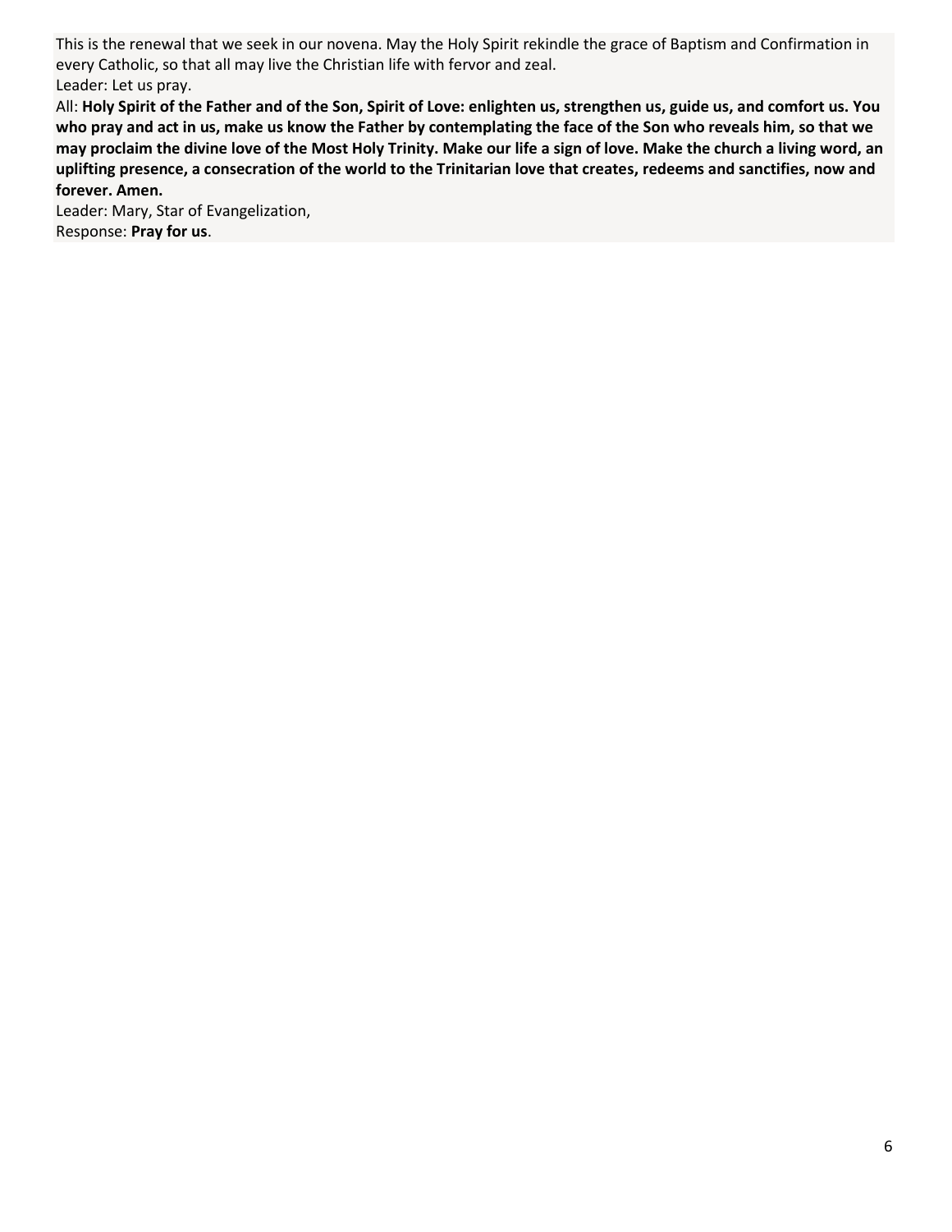This is the renewal that we seek in our novena. May the Holy Spirit rekindle the grace of Baptism and Confirmation in every Catholic, so that all may live the Christian life with fervor and zeal.

Leader: Let us pray.

All: **Holy Spirit of the Father and of the Son, Spirit of Love: enlighten us, strengthen us, guide us, and comfort us. You who pray and act in us, make us know the Father by contemplating the face of the Son who reveals him, so that we may proclaim the divine love of the Most Holy Trinity. Make our life a sign of love. Make the church a living word, an uplifting presence, a consecration of the world to the Trinitarian love that creates, redeems and sanctifies, now and forever. Amen.**

Leader: Mary, Star of Evangelization,

Response: **Pray for us**.